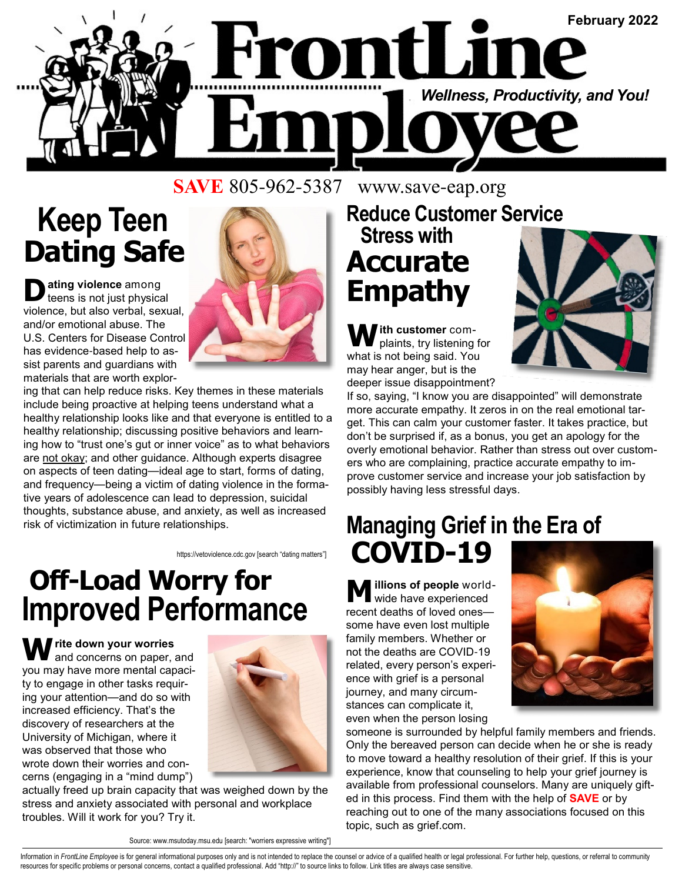# FrontLine Employee

February 2022

*Wellness, Productivity, and You!*

**SAVE** 805-962-5387 www.save-eap.org

## Keep Teen Dating Safe

**Dating violence** among teens is not just physical violence, but also verbal, sexual, and/or emotional abuse. The U.S. Centers for Disease Control has evidence-based help to assist parents and guardians with materials that are worth exploring that can help reduce risks. Key themes in these materials include being proactive at helping teens understand what a healthy relationship looks like and that everyone is entitled to a healthy relationship; discussing positive behaviors and learning how to "trust one's gut or inner voice" as to what behaviors are not okay; and other guidance. Although experts disagree on aspects of teen dating—ideal age to start, forms of dating, and frequency—being a victim of dating violence in the formative years of adolescence can lead to depression, suicidal thoughts, substance abuse, and anxiety, as well as increased risk of victimization in future relationships.

https://vetoviolence.cdc.gov [search "dating matters"]

## Off-Load Worry for Improved Performance

**Write down your worries** and concerns on paper, and you may have more mental capacity to engage in other tasks requiring your attention—and do so with increased efficiency. That's the discovery of researchers at the University of Michigan, where it was observed that those who wrote down their worries and concerns (engaging in a "mind dump") actually freed up brain capacity that was weighed down by the stress and anxiety associated with personal and workplace troubles. Will it work for you? Try it.

Source: www.msutoday.msu.edu [search: "worriers expressive writing"]

## Reduce Customer Service Stress with Accurate Empathy

**With customer** complaints, try listening for what is not being said. You may hear anger, but is the deeper issue disappointment? If so, saying, "I know you are disappointed" will demonstrate more accurate empathy. It zeros in on the real emotional target. This can calm your customer faster. It takes practice, but don't be surprised if, as a bonus, you get an apology for the overly emotional behavior. Rather than stress out over customers who are complaining, practice accurate empathy to improve customer service and increase your job satisfaction by possibly having less stressful days.

## Managing Grief in the Era of COVID-19

**Millions of people** worldwide have experienced recent deaths of loved ones—some have even lost multiple family members. Whether or not the deaths are COVID-19 related, every person's experience with grief is a personal journey, and many circumstances can complicate it, even when the person losing someone is surrounded by helpful family members and friends. Only the bereaved person can decide when he or she is ready to move toward a healthy resolution of their grief. If this is your experience, know that counseling to help your grief journey is available from professional counselors. Many are uniquely gifted in this process. Find them with the help of **SAVE** or by reaching out to one of the many associations focused on this topic, such as grief.com.

Information in *FrontLine Employee* is for general informational purposes only and is not intended to replace the counsel or advice of a qualified health or legal professional. For further help, questions, or referral to community resources for specific problems or personal concerns, contact a qualified professional. Add "http://" to source links to follow. Link titles are always case sensitive.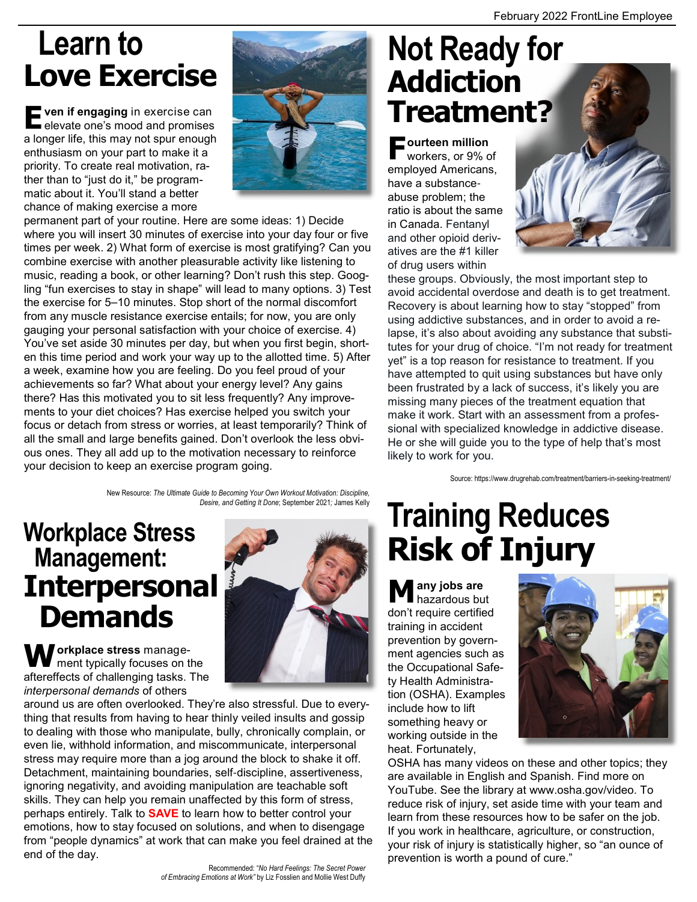# Learn to Love Exercise

**Even if engaging** in exercise can elevate one's mood and promises a longer life, this may not spur enough enthusiasm on your part to make it a priority. To create real motivation, rather than to "just do it," be programmatic about it. You'll stand a better chance of making exercise a more permanent part of your routine. Here are some ideas: 1) Decide where you will insert 30 minutes of exercise into your day four or five times per week. 2) What form of exercise is most gratifying? Can you combine exercise with another pleasurable activity like listening to music, reading a book, or other learning? Don't rush this step. Googling "fun exercises to stay in shape" will lead to many options. 3) Test the exercise for 5–10 minutes. Stop short of the normal discomfort from any muscle resistance exercise entails; for now, you are only gauging your personal satisfaction with your choice of exercise. 4) You've set aside 30 minutes per day, but when you first begin, shorten this time period and work your way up to the allotted time. 5) After a week, examine how you are feeling. Do you feel proud of your achievements so far? What about your energy level? Any gains there? Has this motivated you to sit less frequently? Any improvements to your diet choices? Has exercise helped you switch your focus or detach from stress or worries, at least temporarily? Think of all the small and large benefits gained. Don't overlook the less obvious ones. They all add up to the motivation necessary to reinforce your decision to keep an exercise program going.

New Resource: *The Ultimate Guide to Becoming Your Own Workout Motivation: Discipline, Desire, and Getting It Done*; September 2021; James Kelly

# Workplace Stress Management: Interpersonal Demands

**Workplace stress** management typically focuses on the aftereffects of challenging tasks. The *interpersonal demands* of others around us are often overlooked. They're also stressful. Due to everything that results from having to hear thinly veiled insults and gossip to dealing with those who manipulate, bully, chronically complain, or even lie, withhold information, and miscommunicate, interpersonal stress may require more than a jog around the block to shake it off. Detachment, maintaining boundaries, self-discipline, assertiveness, ignoring negativity, and avoiding manipulation are teachable soft skills. They can help you remain unaffected by this form of stress, perhaps entirely. Talk to **SAVE** to learn how to better control your emotions, how to stay focused on solutions, and when to disengage from "people dynamics" at work that can make you feel drained at the end of the day.

Recommended: "*No Hard Feelings: The Secret Power of Embracing Emotions at Work*" by Liz Fosslien and Mollie West Duffy

# Not Ready for Addiction Treatment?

**Fourteen million** workers, or 9% of employed Americans, have a substance-abuse problem; the ratio is about the same in Canada. Fentanyl and other opioid derivatives are the #1 killer of drug users within these groups. Obviously, the most important step to avoid accidental overdose and death is to get treatment. Recovery is about learning how to stay "stopped" from using addictive substances, and in order to avoid a relapse, it's also about avoiding any substance that substitutes for your drug of choice. "I'm not ready for treatment yet" is a top reason for resistance to treatment. If you have attempted to quit using substances but have only been frustrated by a lack of success, it's likely you are missing many pieces of the treatment equation that make it work. Start with an assessment from a professional with specialized knowledge in addictive disease. He or she will guide you to the type of help that's most likely to work for you.

Source: https://www.drugrehab.com/treatment/barriers-in-seeking-treatment/

# Training Reduces Risk of Injury

**Many jobs are** hazardous but don't require certified training in accident prevention by government agencies such as the Occupational Safety Health Administration (OSHA). Examples include how to lift something heavy or working outside in the heat. Fortunately, OSHA has many videos on these and other topics; they are available in English and Spanish. Find more on YouTube. See the library at www.osha.gov/video. To reduce risk of injury, set aside time with your team and learn from these resources how to be safer on the job. If you work in healthcare, agriculture, or construction, your risk of injury is statistically higher, so "an ounce of prevention is worth a pound of cure."